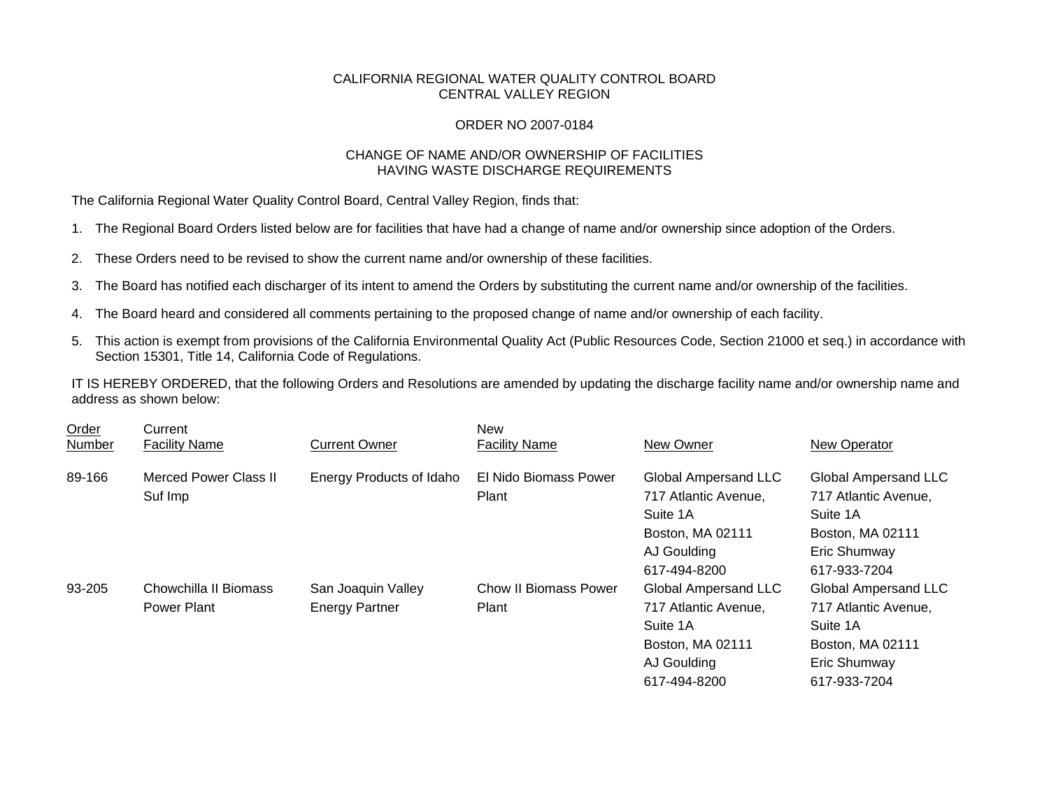CALIFORNIA REGIONAL WATER QUALITY CONTROL BOARD
CENTRAL VALLEY REGION

ORDER NO 2007-0184

CHANGE OF NAME AND/OR OWNERSHIP OF FACILITIES
HAVING WASTE DISCHARGE REQUIREMENTS

The California Regional Water Quality Control Board, Central Valley Region, finds that:

1. The Regional Board Orders listed below are for facilities that have had a change of name and/or ownership since adoption of the Orders.
2. These Orders need to be revised to show the current name and/or ownership of these facilities.
3. The Board has notified each discharger of its intent to amend the Orders by substituting the current name and/or ownership of the facilities.
4. The Board heard and considered all comments pertaining to the proposed change of name and/or ownership of each facility.
5. This action is exempt from provisions of the California Environmental Quality Act (Public Resources Code, Section 21000 et seq.) in accordance with Section 15301, Title 14, California Code of Regulations.

IT IS HEREBY ORDERED, that the following Orders and Resolutions are amended by updating the discharge facility name and/or ownership name and address as shown below:

| Order Number | Current Facility Name | Current Owner | New Facility Name | New Owner | New Operator |
|---|---|---|---|---|---|
| 89-166 | Merced Power Class II Suf Imp | Energy Products of Idaho | El Nido Biomass Power Plant | Global Ampersand LLC 717 Atlantic Avenue, Suite 1A Boston, MA 02111 AJ Goulding 617-494-8200 | Global Ampersand LLC 717 Atlantic Avenue, Suite 1A Boston, MA 02111 Eric Shumway 617-933-7204 |
| 93-205 | Chowchilla II Biomass Power Plant | San Joaquin Valley Energy Partner | Chow II Biomass Power Plant | Global Ampersand LLC 717 Atlantic Avenue, Suite 1A Boston, MA 02111 AJ Goulding 617-494-8200 | Global Ampersand LLC 717 Atlantic Avenue, Suite 1A Boston, MA 02111 Eric Shumway 617-933-7204 |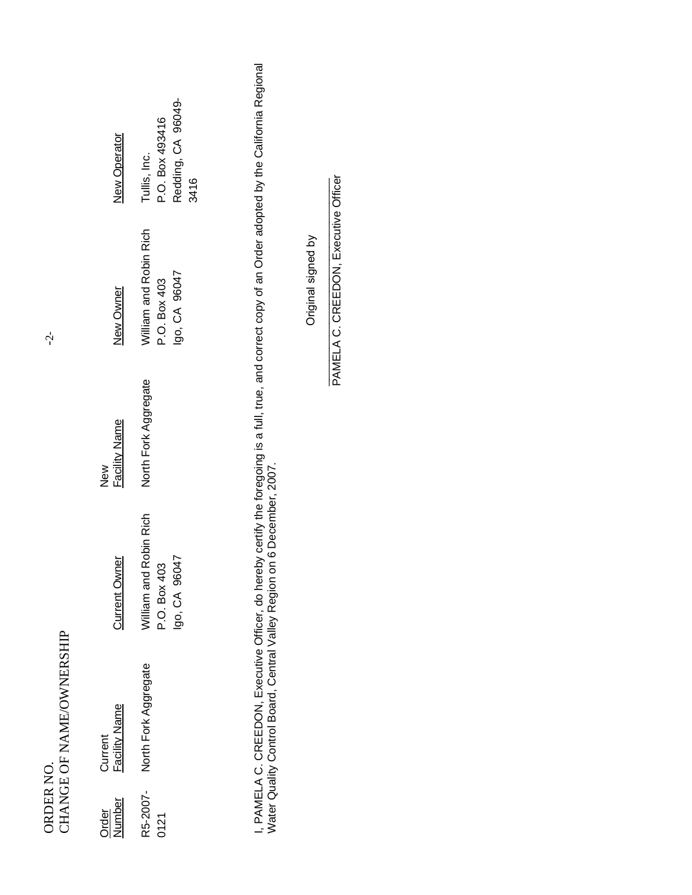ORDER NO.
CHANGE OF NAME/OWNERSHIP

| Order Number | Current Facility Name | Current Owner | New Facility Name | New Owner | New Operator |
|---|---|---|---|---|---|
| R5-2007-0121 | North Fork Aggregate | William and Robin Rich<br>P.O. Box 403<br>Igo, CA 96047 | North Fork Aggregate | William and Robin Rich<br>P.O. Box 403<br>Igo, CA 96047 | Tullis, Inc.<br>P.O. Box 493416<br>Redding, CA 96049-3416 |

I, PAMELA C. CREEDON, Executive Officer, do hereby certify the foregoing is a full, true, and correct copy of an Order adopted by the California Regional Water Quality Control Board, Central Valley Region on 6 December, 2007.

Original signed by

PAMELA C. CREEDON, Executive Officer